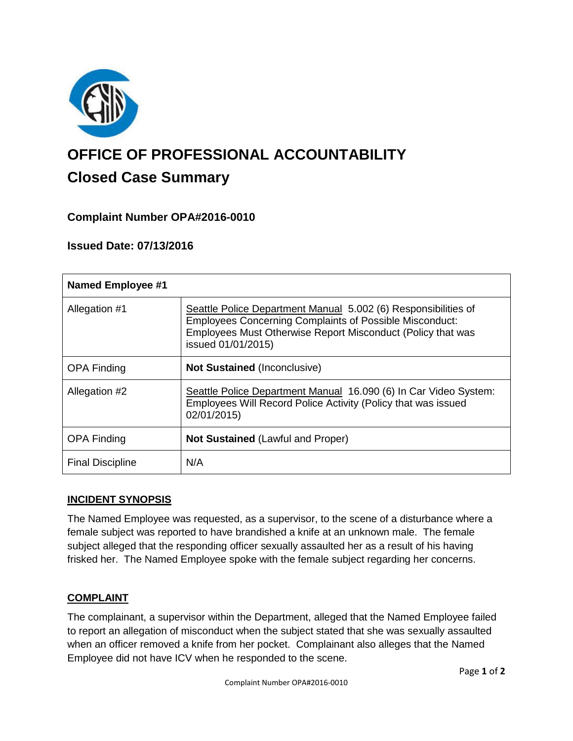# OFFICE OF PROFESSIONAL ACCOUNTABILITY

## Closed Case Summary

### Complaint Number OPA#2016-0010

### Issued Date: 07/13/2016

| Named Employee #1 | |
|---|---|
| Allegation #1 | Seattle Police Department Manual 5.002 (6) Responsibilities of Employees Concerning Complaints of Possible Misconduct: Employees Must Otherwise Report Misconduct (Policy that was issued 01/01/2015) |
| OPA Finding | **Not Sustained** (Inconclusive) |
| Allegation #2 | Seattle Police Department Manual 16.090 (6) In Car Video System: Employees Will Record Police Activity (Policy that was issued 02/01/2015) |
| OPA Finding | **Not Sustained** (Lawful and Proper) |
| Final Discipline | N/A |

## INCIDENT SYNOPSIS

The Named Employee was requested, as a supervisor, to the scene of a disturbance where a female subject was reported to have brandished a knife at an unknown male. The female subject alleged that the responding officer sexually assaulted her as a result of his having frisked her. The Named Employee spoke with the female subject regarding her concerns.

## COMPLAINT

The complainant, a supervisor within the Department, alleged that the Named Employee failed to report an allegation of misconduct when the subject stated that she was sexually assaulted when an officer removed a knife from her pocket. Complainant also alleges that the Named Employee did not have ICV when he responded to the scene.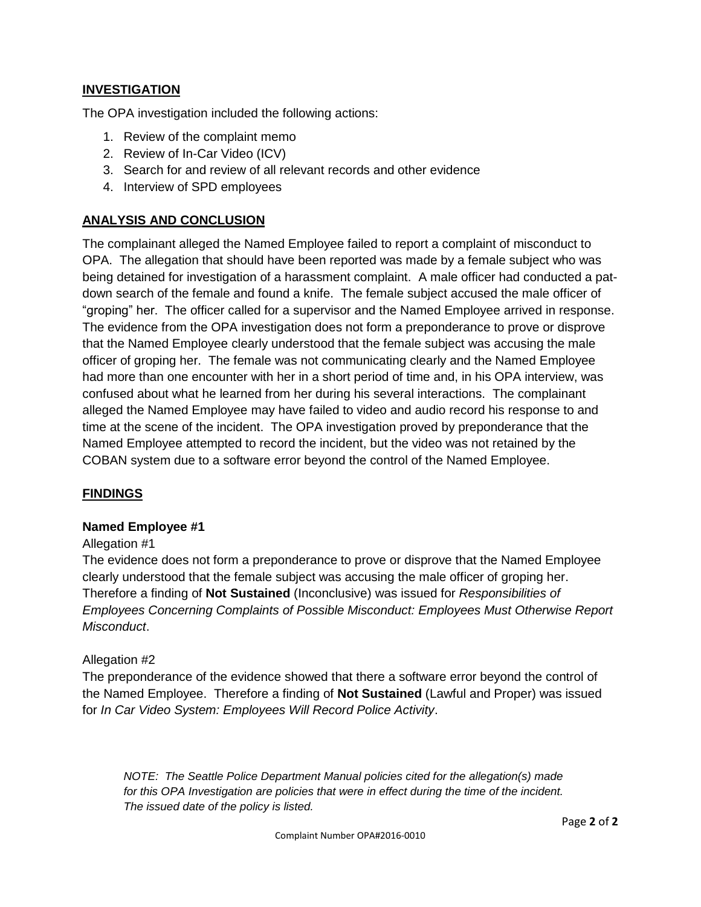## INVESTIGATION

The OPA investigation included the following actions:

1. Review of the complaint memo
2. Review of In-Car Video (ICV)
3. Search for and review of all relevant records and other evidence
4. Interview of SPD employees

## ANALYSIS AND CONCLUSION

The complainant alleged the Named Employee failed to report a complaint of misconduct to OPA. The allegation that should have been reported was made by a female subject who was being detained for investigation of a harassment complaint. A male officer had conducted a pat-down search of the female and found a knife. The female subject accused the male officer of "groping" her. The officer called for a supervisor and the Named Employee arrived in response. The evidence from the OPA investigation does not form a preponderance to prove or disprove that the Named Employee clearly understood that the female subject was accusing the male officer of groping her. The female was not communicating clearly and the Named Employee had more than one encounter with her in a short period of time and, in his OPA interview, was confused about what he learned from her during his several interactions. The complainant alleged the Named Employee may have failed to video and audio record his response to and time at the scene of the incident. The OPA investigation proved by preponderance that the Named Employee attempted to record the incident, but the video was not retained by the COBAN system due to a software error beyond the control of the Named Employee.

## FINDINGS

**Named Employee #1**

Allegation #1
The evidence does not form a preponderance to prove or disprove that the Named Employee clearly understood that the female subject was accusing the male officer of groping her. Therefore a finding of **Not Sustained** (Inconclusive) was issued for *Responsibilities of Employees Concerning Complaints of Possible Misconduct: Employees Must Otherwise Report Misconduct*.

Allegation #2
The preponderance of the evidence showed that there a software error beyond the control of the Named Employee. Therefore a finding of **Not Sustained** (Lawful and Proper) was issued for *In Car Video System: Employees Will Record Police Activity*.

*NOTE: The Seattle Police Department Manual policies cited for the allegation(s) made for this OPA Investigation are policies that were in effect during the time of the incident. The issued date of the policy is listed.*

Complaint Number OPA#2016-0010